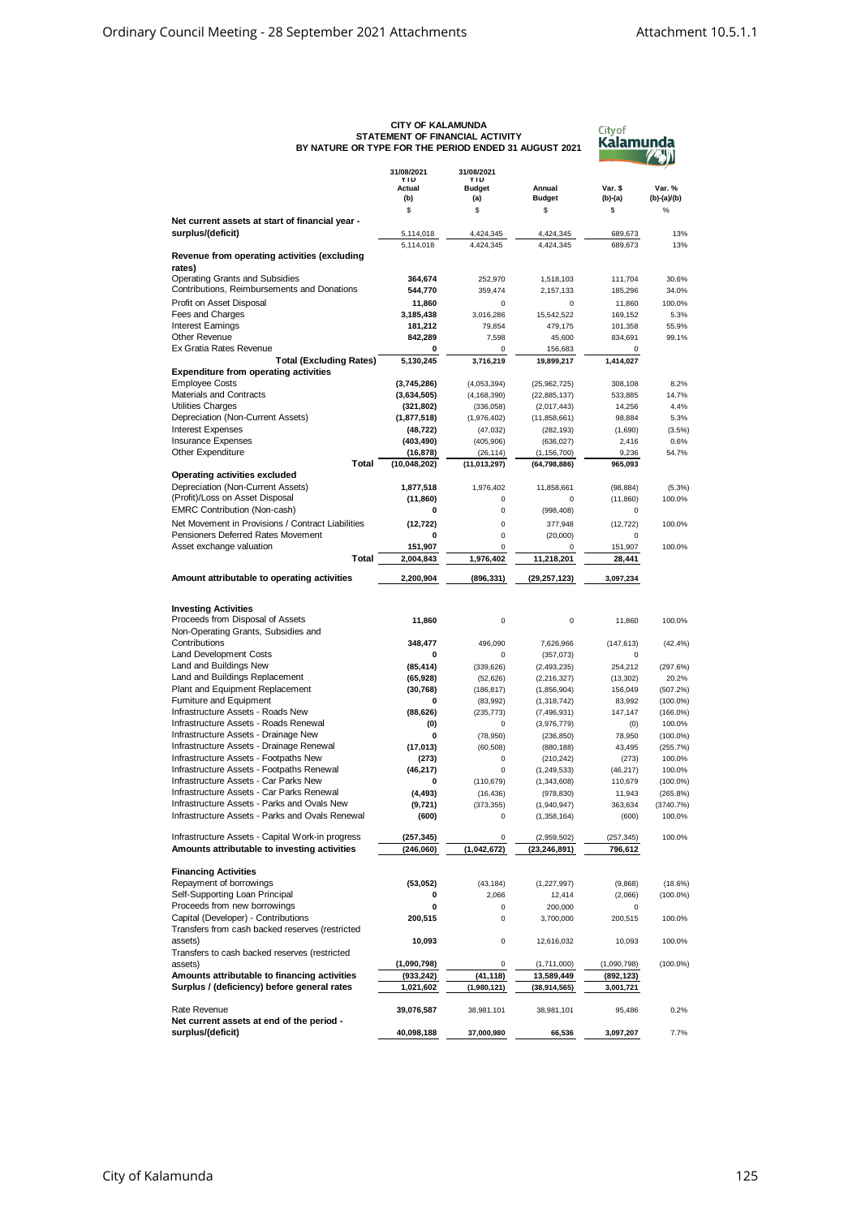**CITY OF KALAMUNDA**
**STATEMENT OF FINANCIAL ACTIVITY**
**BY NATURE OR TYPE FOR THE PERIOD ENDED 31 AUGUST 2021**

| | 31/08/2021 YTD Actual (b) | 31/08/2021 YTD Budget (a) | Annual Budget | Var. $ (b)-(a) | Var. % (b)-(a)/(b) |
|---|---|---|---|---|---|
| | $ | $ | $ | $ | % |
| **Net current assets at start of financial year - surplus/(deficit)** | 5,114,018 | 4,424,345 | 4,424,345 | 689,673 | 13% |
| | 5,114,018 | 4,424,345 | 4,424,345 | 689,673 | 13% |
| **Revenue from operating activities (excluding rates)** | | | | | |
| Operating Grants and Subsidies | **364,674** | 252,970 | 1,518,103 | 111,704 | 30.6% |
| Contributions, Reimbursements and Donations | **544,770** | 359,474 | 2,157,133 | 185,296 | 34.0% |
| Profit on Asset Disposal | **11,860** | 0 | 0 | 11,860 | 100.0% |
| Fees and Charges | **3,185,438** | 3,016,286 | 15,542,522 | 169,152 | 5.3% |
| Interest Earnings | **181,212** | 79,854 | 479,175 | 101,358 | 55.9% |
| Other Revenue | **842,289** | 7,598 | 45,600 | 834,691 | 99.1% |
| Ex Gratia Rates Revenue | **0** | 0 | 156,683 | 0 | |
| **Total (Excluding Rates)** | **5,130,245** | **3,716,219** | **19,899,217** | **1,414,027** | |
| **Expenditure from operating activities** | | | | | |
| Employee Costs | **(3,745,286)** | (4,053,394) | (25,962,725) | 308,108 | 8.2% |
| Materials and Contracts | **(3,634,505)** | (4,168,390) | (22,885,137) | 533,885 | 14.7% |
| Utilities Charges | **(321,802)** | (336,058) | (2,017,443) | 14,256 | 4.4% |
| Depreciation (Non-Current Assets) | **(1,877,518)** | (1,976,402) | (11,858,661) | 98,884 | 5.3% |
| Interest Expenses | **(48,722)** | (47,032) | (282,193) | (1,690) | (3.5%) |
| Insurance Expenses | **(403,490)** | (405,906) | (636,027) | 2,416 | 0.6% |
| Other Expenditure | **(16,878)** | (26,114) | (1,156,700) | 9,236 | 54.7% |
| **Total** | **(10,048,202)** | **(11,013,297)** | **(64,798,886)** | **965,093** | |
| **Operating activities excluded** | | | | | |
| Depreciation (Non-Current Assets) | **1,877,518** | 1,976,402 | 11,858,661 | (98,884) | (5.3%) |
| (Profit)/Loss on Asset Disposal | **(11,860)** | 0 | 0 | (11,860) | 100.0% |
| EMRC Contribution (Non-cash) | **0** | 0 | (998,408) | 0 | |
| Net Movement in Provisions / Contract Liabilities | **(12,722)** | 0 | 377,948 | (12,722) | 100.0% |
| Pensioners Deferred Rates Movement | **0** | 0 | (20,000) | 0 | |
| Asset exchange valuation | **151,907** | 0 | 0 | 151,907 | 100.0% |
| **Total** | **2,004,843** | **1,976,402** | **11,218,201** | **28,441** | |
| **Amount attributable to operating activities** | **2,200,904** | **(896,331)** | **(29,257,123)** | **3,097,234** | |
| **Investing Activities** | | | | | |
| Proceeds from Disposal of Assets | **11,860** | 0 | 0 | 11,860 | 100.0% |
| Non-Operating Grants, Subsidies and Contributions | **348,477** | 496,090 | 7,626,966 | (147,613) | (42.4%) |
| Land Development Costs | **0** | 0 | (357,073) | 0 | |
| Land and Buildings New | **(85,414)** | (339,626) | (2,493,235) | 254,212 | (297.6%) |
| Land and Buildings Replacement | **(65,928)** | (52,626) | (2,216,327) | (13,302) | 20.2% |
| Plant and Equipment Replacement | **(30,768)** | (186,817) | (1,856,904) | 156,049 | (507.2%) |
| Furniture and Equipment | **0** | (83,992) | (1,318,742) | 83,992 | (100.0%) |
| Infrastructure Assets - Roads New | **(88,626)** | (235,773) | (7,496,931) | 147,147 | (166.0%) |
| Infrastructure Assets - Roads Renewal | **(0)** | 0 | (3,976,779) | (0) | 100.0% |
| Infrastructure Assets - Drainage New | **0** | (78,950) | (236,850) | 78,950 | (100.0%) |
| Infrastructure Assets - Drainage Renewal | **(17,013)** | (60,508) | (880,188) | 43,495 | (255.7%) |
| Infrastructure Assets - Footpaths New | **(273)** | 0 | (210,242) | (273) | 100.0% |
| Infrastructure Assets - Footpaths Renewal | **(46,217)** | 0 | (1,249,533) | (46,217) | 100.0% |
| Infrastructure Assets - Car Parks New | **0** | (110,679) | (1,343,608) | 110,679 | (100.0%) |
| Infrastructure Assets - Car Parks Renewal | **(4,493)** | (16,436) | (978,830) | 11,943 | (265.8%) |
| Infrastructure Assets - Parks and Ovals New | **(9,721)** | (373,355) | (1,940,947) | 363,634 | (3740.7%) |
| Infrastructure Assets - Parks and Ovals Renewal | **(600)** | 0 | (1,358,164) | (600) | 100.0% |
| Infrastructure Assets - Capital Work-in progress | **(257,345)** | 0 | (2,959,502) | (257,345) | 100.0% |
| **Amounts attributable to investing activities** | **(246,060)** | **(1,042,672)** | **(23,246,891)** | **796,612** | |
| **Financing Activities** | | | | | |
| Repayment of borrowings | **(53,052)** | (43,184) | (1,227,997) | (9,868) | (18.6%) |
| Self-Supporting Loan Principal | **0** | 2,066 | 12,414 | (2,066) | (100.0%) |
| Proceeds from new borrowings | **0** | 0 | 200,000 | 0 | |
| Capital (Developer) - Contributions | **200,515** | 0 | 3,700,000 | 200,515 | 100.0% |
| Transfers from cash backed reserves (restricted assets) | **10,093** | 0 | 12,616,032 | 10,093 | 100.0% |
| Transfers to cash backed reserves (restricted assets) | **(1,090,798)** | 0 | (1,711,000) | (1,090,798) | (100.0%) |
| **Amounts attributable to financing activities** | **(933,242)** | **(41,118)** | **13,589,449** | **(892,123)** | |
| **Surplus / (deficiency) before general rates** | **1,021,602** | **(1,980,121)** | **(38,914,565)** | **3,001,721** | |
| Rate Revenue | **39,076,587** | 38,981,101 | 38,981,101 | 95,486 | 0.2% |
| **Net current assets at end of the period - surplus/(deficit)** | **40,098,188** | **37,000,980** | **66,536** | **3,097,207** | 7.7% |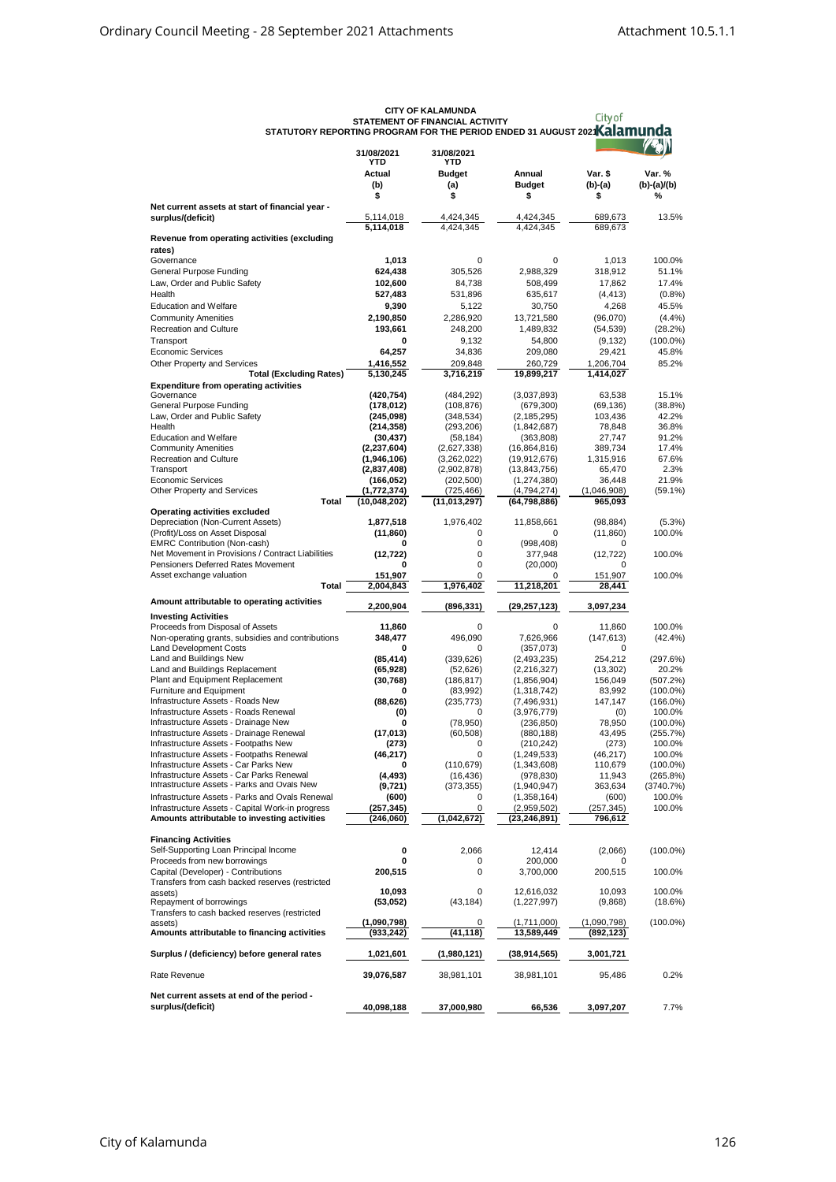# CITY OF KALAMUNDA
## STATEMENT OF FINANCIAL ACTIVITY
### STATUTORY REPORTING PROGRAM FOR THE PERIOD ENDED 31 AUGUST 2021

City of Kalamunda

| | 31/08/2021 YTD Actual (b) $ | 31/08/2021 YTD Budget (a) $ | Annual Budget $ | Var. $ (b)-(a) $ | Var. % (b)-(a)/(b) % |
|---|---|---|---|---|---|
| **Net current assets at start of financial year - surplus/(deficit)** | 5,114,018 | 4,424,345 | 4,424,345 | 689,673 | 13.5% |
| | **5,114,018** | 4,424,345 | 4,424,345 | 689,673 | |
| **Revenue from operating activities (excluding rates)** | | | | | |
| Governance | **1,013** | 0 | 0 | 1,013 | 100.0% |
| General Purpose Funding | **624,438** | 305,526 | 2,988,329 | 318,912 | 51.1% |
| Law, Order and Public Safety | **102,600** | 84,738 | 508,499 | 17,862 | 17.4% |
| Health | **527,483** | 531,896 | 635,617 | (4,413) | (0.8%) |
| Education and Welfare | **9,390** | 5,122 | 30,750 | 4,268 | 45.5% |
| Community Amenities | **2,190,850** | 2,286,920 | 13,721,580 | (96,070) | (4.4%) |
| Recreation and Culture | **193,661** | 248,200 | 1,489,832 | (54,539) | (28.2%) |
| Transport | **0** | 9,132 | 54,800 | (9,132) | (100.0%) |
| Economic Services | **64,257** | 34,836 | 209,080 | 29,421 | 45.8% |
| Other Property and Services | **1,416,552** | 209,848 | 260,729 | 1,206,704 | 85.2% |
| **Total (Excluding Rates)** | **5,130,245** | **3,716,219** | **19,899,217** | **1,414,027** | |
| **Expenditure from operating activities** | | | | | |
| Governance | **(420,754)** | (484,292) | (3,037,893) | 63,538 | 15.1% |
| General Purpose Funding | **(178,012)** | (108,876) | (679,300) | (69,136) | (38.8%) |
| Law, Order and Public Safety | **(245,098)** | (348,534) | (2,185,295) | 103,436 | 42.2% |
| Health | **(214,358)** | (293,206) | (1,842,687) | 78,848 | 36.8% |
| Education and Welfare | **(30,437)** | (58,184) | (363,808) | 27,747 | 91.2% |
| Community Amenities | **(2,237,604)** | (2,627,338) | (16,864,816) | 389,734 | 17.4% |
| Recreation and Culture | **(1,946,106)** | (3,262,022) | (19,912,676) | 1,315,916 | 67.6% |
| Transport | **(2,837,408)** | (2,902,878) | (13,843,756) | 65,470 | 2.3% |
| Economic Services | **(166,052)** | (202,500) | (1,274,380) | 36,448 | 21.9% |
| Other Property and Services | **(1,772,374)** | (725,466) | (4,794,274) | (1,046,908) | (59.1%) |
| **Total** | **(10,048,202)** | **(11,013,297)** | **(64,798,886)** | **965,093** | |
| **Operating activities excluded** | | | | | |
| Depreciation (Non-Current Assets) | **1,877,518** | 1,976,402 | 11,858,661 | (98,884) | (5.3%) |
| (Profit)/Loss on Asset Disposal | **(11,860)** | 0 | 0 | (11,860) | 100.0% |
| EMRC Contribution (Non-cash) | **0** | 0 | (998,408) | 0 | |
| Net Movement in Provisions / Contract Liabilities | **(12,722)** | 0 | 377,948 | (12,722) | 100.0% |
| Pensioners Deferred Rates Movement | **0** | 0 | (20,000) | 0 | |
| Asset exchange valuation | **151,907** | 0 | 0 | 151,907 | 100.0% |
| **Total** | **2,004,843** | **1,976,402** | **11,218,201** | **28,441** | |
| **Amount attributable to operating activities** | **2,200,904** | **(896,331)** | **(29,257,123)** | **3,097,234** | |
| **Investing Activities** | | | | | |
| Proceeds from Disposal of Assets | **11,860** | 0 | 0 | 11,860 | 100.0% |
| Non-operating grants, subsidies and contributions | **348,477** | 496,090 | 7,626,966 | (147,613) | (42.4%) |
| Land Development Costs | **0** | 0 | (357,073) | 0 | |
| Land and Buildings New | **(85,414)** | (339,626) | (2,493,235) | 254,212 | (297.6%) |
| Land and Buildings Replacement | **(65,928)** | (52,626) | (2,216,327) | (13,302) | 20.2% |
| Plant and Equipment Replacement | **(30,768)** | (186,817) | (1,856,904) | 156,049 | (507.2%) |
| Furniture and Equipment | **0** | (83,992) | (1,318,742) | 83,992 | (100.0%) |
| Infrastructure Assets - Roads New | **(88,626)** | (235,773) | (7,496,931) | 147,147 | (166.0%) |
| Infrastructure Assets - Roads Renewal | **(0)** | 0 | (3,976,779) | (0) | 100.0% |
| Infrastructure Assets - Drainage New | **0** | (78,950) | (236,850) | 78,950 | (100.0%) |
| Infrastructure Assets - Drainage Renewal | **(17,013)** | (60,508) | (880,188) | 43,495 | (255.7%) |
| Infrastructure Assets - Footpaths New | **(273)** | 0 | (210,242) | (273) | 100.0% |
| Infrastructure Assets - Footpaths Renewal | **(46,217)** | 0 | (1,249,533) | (46,217) | 100.0% |
| Infrastructure Assets - Car Parks New | **0** | (110,679) | (1,343,608) | 110,679 | (100.0%) |
| Infrastructure Assets - Car Parks Renewal | **(4,493)** | (16,436) | (978,830) | 11,943 | (265.8%) |
| Infrastructure Assets - Parks and Ovals New | **(9,721)** | (373,355) | (1,940,947) | 363,634 | (3740.7%) |
| Infrastructure Assets - Parks and Ovals Renewal | **(600)** | 0 | (1,358,164) | (600) | 100.0% |
| Infrastructure Assets - Capital Work-in progress | **(257,345)** | 0 | (2,959,502) | (257,345) | 100.0% |
| **Amounts attributable to investing activities** | **(246,060)** | **(1,042,672)** | **(23,246,891)** | **796,612** | |
| **Financing Activities** | | | | | |
| Self-Supporting Loan Principal Income | **0** | 2,066 | 12,414 | (2,066) | (100.0%) |
| Proceeds from new borrowings | **0** | 0 | 200,000 | 0 | |
| Capital (Developer) - Contributions | **200,515** | 0 | 3,700,000 | 200,515 | 100.0% |
| Transfers from cash backed reserves (restricted assets) | **10,093** | 0 | 12,616,032 | 10,093 | 100.0% |
| Repayment of borrowings | **(53,052)** | (43,184) | (1,227,997) | (9,868) | (18.6%) |
| Transfers to cash backed reserves (restricted assets) | **(1,090,798)** | 0 | (1,711,000) | (1,090,798) | (100.0%) |
| **Amounts attributable to financing activities** | **(933,242)** | **(41,118)** | **13,589,449** | **(892,123)** | |
| **Surplus / (deficiency) before general rates** | **1,021,601** | **(1,980,121)** | **(38,914,565)** | **3,001,721** | |
| Rate Revenue | **39,076,587** | 38,981,101 | 38,981,101 | 95,486 | 0.2% |
| **Net current assets at end of the period - surplus/(deficit)** | **40,098,188** | **37,000,980** | **66,536** | **3,097,207** | 7.7% |